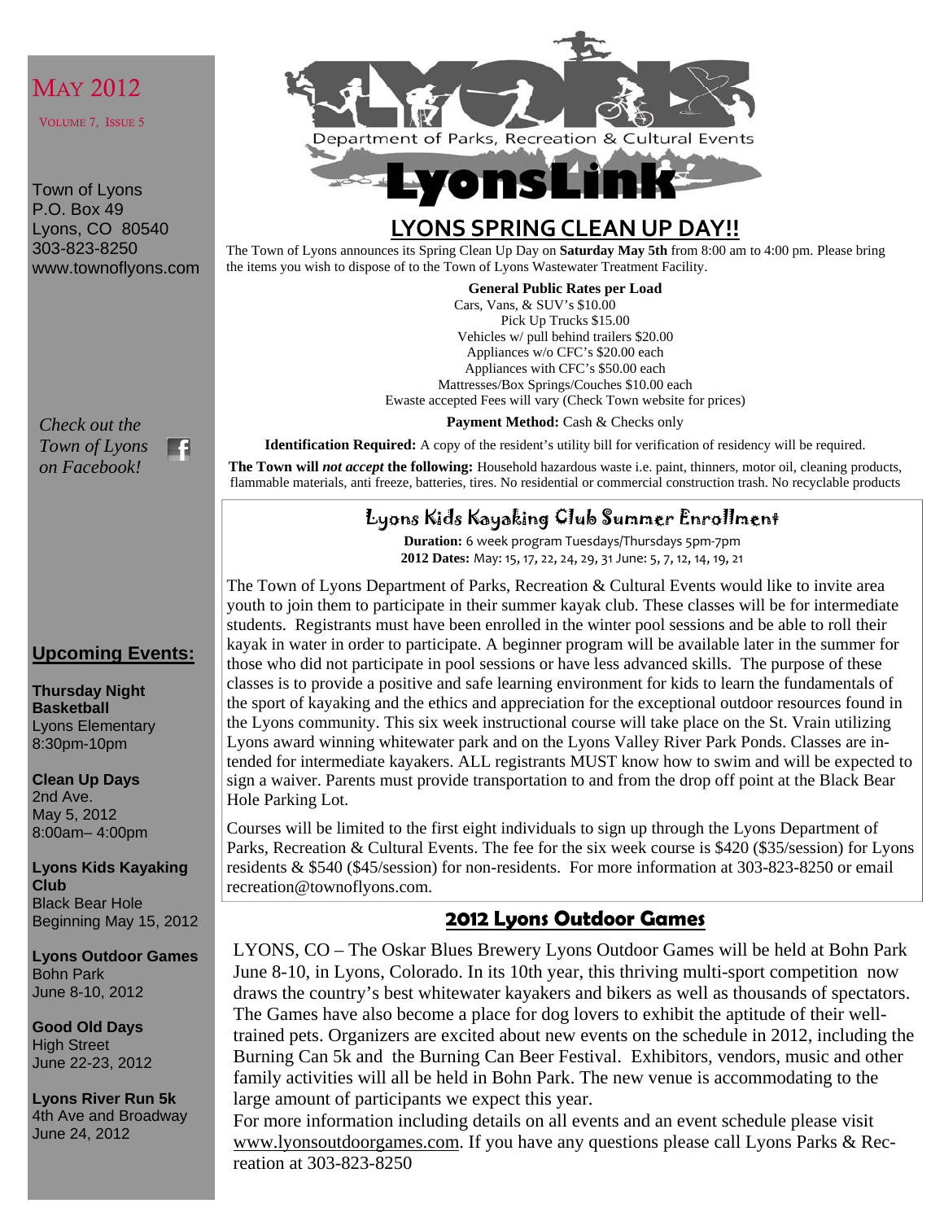May 2012

Volume 7, Issue 5

Town of Lyons
P.O. Box 49
Lyons, CO 80540
303-823-8250
www.townoflyons.com

*Check out the Town of Lyons on Facebook!*

## Upcoming Events:

**Thursday Night Basketball**
Lyons Elementary
8:30pm-10pm

**Clean Up Days**
2nd Ave.
May 5, 2012
8:00am– 4:00pm

**Lyons Kids Kayaking Club**
Black Bear Hole
Beginning May 15, 2012

**Lyons Outdoor Games**
Bohn Park
June 8-10, 2012

**Good Old Days**
High Street
June 22-23, 2012

**Lyons River Run 5k**
4th Ave and Broadway
June 24, 2012

Department of Parks, Recreation & Cultural Events

# LyonsLink

## LYONS SPRING CLEAN UP DAY!!

The Town of Lyons announces its Spring Clean Up Day on **Saturday May 5th** from 8:00 am to 4:00 pm. Please bring the items you wish to dispose of to the Town of Lyons Wastewater Treatment Facility.

**General Public Rates per Load**

Cars, Vans, & SUV's $10.00
Pick Up Trucks $15.00
Vehicles w/ pull behind trailers $20.00
Appliances w/o CFC's $20.00 each
Appliances with CFC's $50.00 each
Mattresses/Box Springs/Couches $10.00 each
Ewaste accepted Fees will vary (Check Town website for prices)

**Payment Method:** Cash & Checks only

**Identification Required:** A copy of the resident's utility bill for verification of residency will be required.

**The Town will *not accept* the following:** Household hazardous waste i.e. paint, thinners, motor oil, cleaning products, flammable materials, anti freeze, batteries, tires. No residential or commercial construction trash. No recyclable products

## Lyons Kids Kayaking Club Summer Enrollment

**Duration:** 6 week program Tuesdays/Thursdays 5pm-7pm
**2012 Dates:** May: 15, 17, 22, 24, 29, 31 June: 5, 7, 12, 14, 19, 21

The Town of Lyons Department of Parks, Recreation & Cultural Events would like to invite area youth to join them to participate in their summer kayak club. These classes will be for intermediate students. Registrants must have been enrolled in the winter pool sessions and be able to roll their kayak in water in order to participate. A beginner program will be available later in the summer for those who did not participate in pool sessions or have less advanced skills. The purpose of these classes is to provide a positive and safe learning environment for kids to learn the fundamentals of the sport of kayaking and the ethics and appreciation for the exceptional outdoor resources found in the Lyons community. This six week instructional course will take place on the St. Vrain utilizing Lyons award winning whitewater park and on the Lyons Valley River Park Ponds. Classes are intended for intermediate kayakers. ALL registrants MUST know how to swim and will be expected to sign a waiver. Parents must provide transportation to and from the drop off point at the Black Bear Hole Parking Lot.

Courses will be limited to the first eight individuals to sign up through the Lyons Department of Parks, Recreation & Cultural Events. The fee for the six week course is $420 ($35/session) for Lyons residents & $540 ($45/session) for non-residents. For more information at 303-823-8250 or email recreation@townoflyons.com.

## 2012 Lyons Outdoor Games

LYONS, CO – The Oskar Blues Brewery Lyons Outdoor Games will be held at Bohn Park June 8-10, in Lyons, Colorado. In its 10th year, this thriving multi-sport competition now draws the country's best whitewater kayakers and bikers as well as thousands of spectators. The Games have also become a place for dog lovers to exhibit the aptitude of their well-trained pets. Organizers are excited about new events on the schedule in 2012, including the Burning Can 5k and the Burning Can Beer Festival. Exhibitors, vendors, music and other family activities will all be held in Bohn Park. The new venue is accommodating to the large amount of participants we expect this year.

For more information including details on all events and an event schedule please visit www.lyonsoutdoorgames.com. If you have any questions please call Lyons Parks & Recreation at 303-823-8250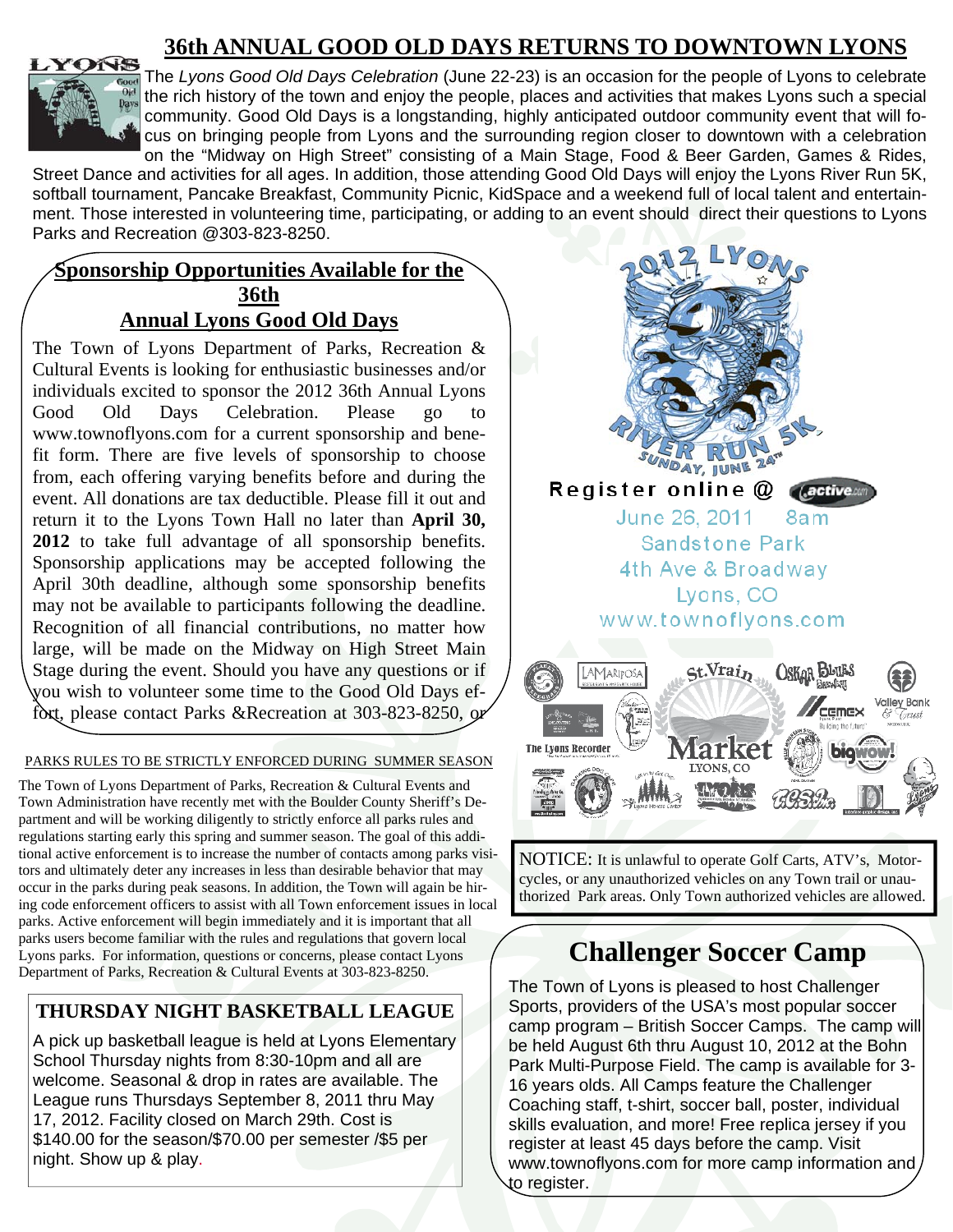# 36th ANNUAL GOOD OLD DAYS RETURNS TO DOWNTOWN LYONS

The *Lyons Good Old Days Celebration* (June 22-23) is an occasion for the people of Lyons to celebrate the rich history of the town and enjoy the people, places and activities that makes Lyons such a special community. Good Old Days is a longstanding, highly anticipated outdoor community event that will focus on bringing people from Lyons and the surrounding region closer to downtown with a celebration on the "Midway on High Street" consisting of a Main Stage, Food & Beer Garden, Games & Rides, Street Dance and activities for all ages. In addition, those attending Good Old Days will enjoy the Lyons River Run 5K, softball tournament, Pancake Breakfast, Community Picnic, KidSpace and a weekend full of local talent and entertainment. Those interested in volunteering time, participating, or adding to an event should direct their questions to Lyons Parks and Recreation @303-823-8250.

## Sponsorship Opportunities Available for the 36th Annual Lyons Good Old Days

The Town of Lyons Department of Parks, Recreation & Cultural Events is looking for enthusiastic businesses and/or individuals excited to sponsor the 2012 36th Annual Lyons Good Old Days Celebration. Please go to www.townoflyons.com for a current sponsorship and benefit form. There are five levels of sponsorship to choose from, each offering varying benefits before and during the event. All donations are tax deductible. Please fill it out and return it to the Lyons Town Hall no later than **April 30, 2012** to take full advantage of all sponsorship benefits. Sponsorship applications may be accepted following the April 30th deadline, although some sponsorship benefits may not be available to participants following the deadline. Recognition of all financial contributions, no matter how large, will be made on the Midway on High Street Main Stage during the event. Should you have any questions or if you wish to volunteer some time to the Good Old Days effort, please contact Parks &Recreation at 303-823-8250, or

2012 LYONS RIVER RUN 5K

SUNDAY, JUNE 24TH

Register online @ active.com

June 26, 2011 8am

Sandstone Park

4th Ave & Broadway

Lyons, CO

www.townoflyons.com

PARKS RULES TO BE STRICTLY ENFORCED DURING SUMMER SEASON

The Town of Lyons Department of Parks, Recreation & Cultural Events and Town Administration have recently met with the Boulder County Sheriff's Department and will be working diligently to strictly enforce all parks rules and regulations starting early this spring and summer season. The goal of this additional active enforcement is to increase the number of contacts among parks visitors and ultimately deter any increases in less than desirable behavior that may occur in the parks during peak seasons. In addition, the Town will again be hiring code enforcement officers to assist with all Town enforcement issues in local parks. Active enforcement will begin immediately and it is important that all parks users become familiar with the rules and regulations that govern local Lyons parks. For information, questions or concerns, please contact Lyons Department of Parks, Recreation & Cultural Events at 303-823-8250.

NOTICE: It is unlawful to operate Golf Carts, ATV's, Motorcycles, or any unauthorized vehicles on any Town trail or unauthorized Park areas. Only Town authorized vehicles are allowed.

## THURSDAY NIGHT BASKETBALL LEAGUE

A pick up basketball league is held at Lyons Elementary School Thursday nights from 8:30-10pm and all are welcome. Seasonal & drop in rates are available. The League runs Thursdays September 8, 2011 thru May 17, 2012. Facility closed on March 29th. Cost is $140.00 for the season/$70.00 per semester /$5 per night. Show up & play.

## Challenger Soccer Camp

The Town of Lyons is pleased to host Challenger Sports, providers of the USA's most popular soccer camp program – British Soccer Camps. The camp will be held August 6th thru August 10, 2012 at the Bohn Park Multi-Purpose Field. The camp is available for 3-16 years olds. All Camps feature the Challenger Coaching staff, t-shirt, soccer ball, poster, individual skills evaluation, and more! Free replica jersey if you register at least 45 days before the camp. Visit www.townoflyons.com for more camp information and to register.